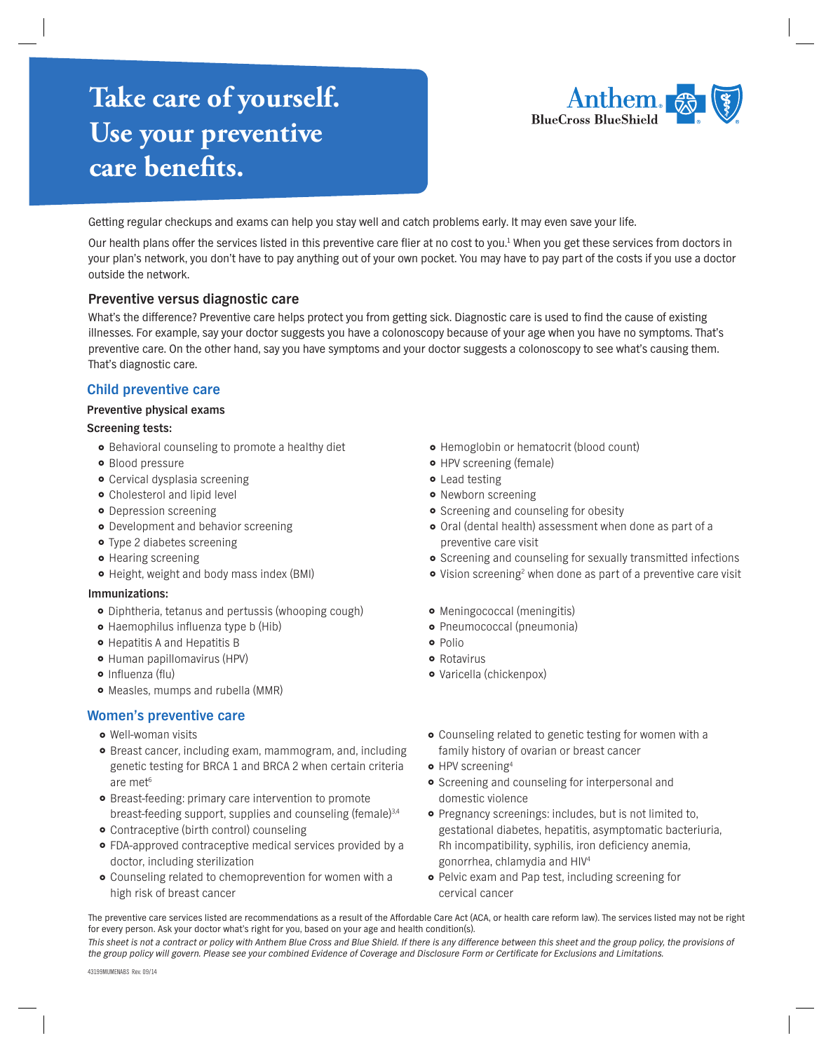# Take care of yourself. Use your preventive care benefits.

Anthem BlueCross BlueShield

Getting regular checkups and exams can help you stay well and catch problems early. It may even save your life.

Our health plans offer the services listed in this preventive care flier at no cost to you.[1] When you get these services from doctors in your plan's network, you don't have to pay anything out of your own pocket. You may have to pay part of the costs if you use a doctor outside the network.

## Preventive versus diagnostic care

What's the difference? Preventive care helps protect you from getting sick. Diagnostic care is used to find the cause of existing illnesses. For example, say your doctor suggests you have a colonoscopy because of your age when you have no symptoms. That's preventive care. On the other hand, say you have symptoms and your doctor suggests a colonoscopy to see what's causing them. That's diagnostic care.

## Child preventive care

**Preventive physical exams**

**Screening tests:**

- Behavioral counseling to promote a healthy diet
- Blood pressure
- Cervical dysplasia screening
- Cholesterol and lipid level
- Depression screening
- Development and behavior screening
- Type 2 diabetes screening
- Hearing screening
- Height, weight and body mass index (BMI)
- Hemoglobin or hematocrit (blood count)
- HPV screening (female)
- Lead testing
- Newborn screening
- Screening and counseling for obesity
- Oral (dental health) assessment when done as part of a preventive care visit
- Screening and counseling for sexually transmitted infections
- Vision screening[2] when done as part of a preventive care visit

**Immunizations:**

- Diphtheria, tetanus and pertussis (whooping cough)
- Haemophilus influenza type b (Hib)
- Hepatitis A and Hepatitis B
- Human papillomavirus (HPV)
- Influenza (flu)
- Measles, mumps and rubella (MMR)
- Meningococcal (meningitis)
- Pneumococcal (pneumonia)
- Polio
- Rotavirus
- Varicella (chickenpox)

## Women's preventive care

- Well-woman visits
- Breast cancer, including exam, mammogram, and, including genetic testing for BRCA 1 and BRCA 2 when certain criteria are met[6]
- Breast-feeding: primary care intervention to promote breast-feeding support, supplies and counseling (female)[3,4]
- Contraceptive (birth control) counseling
- FDA-approved contraceptive medical services provided by a doctor, including sterilization
- Counseling related to chemoprevention for women with a high risk of breast cancer
- Counseling related to genetic testing for women with a family history of ovarian or breast cancer
- HPV screening[4]
- Screening and counseling for interpersonal and domestic violence
- Pregnancy screenings: includes, but is not limited to, gestational diabetes, hepatitis, asymptomatic bacteriuria, Rh incompatibility, syphilis, iron deficiency anemia, gonorrhea, chlamydia and HIV[4]
- Pelvic exam and Pap test, including screening for cervical cancer

The preventive care services listed are recommendations as a result of the Affordable Care Act (ACA, or health care reform law). The services listed may not be right for every person. Ask your doctor what's right for you, based on your age and health condition(s).

*This sheet is not a contract or policy with Anthem Blue Cross and Blue Shield. If there is any difference between this sheet and the group policy, the provisions of the group policy will govern. Please see your combined Evidence of Coverage and Disclosure Form or Certificate for Exclusions and Limitations.*

43199MUMENABS Rev. 09/14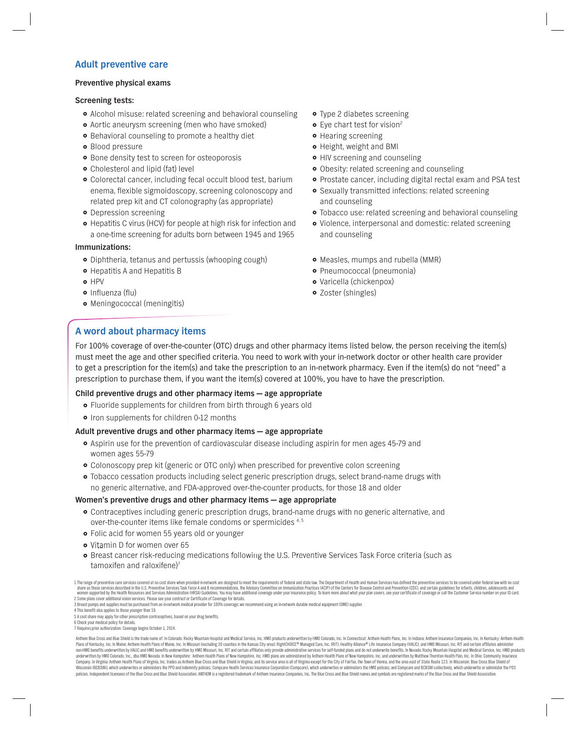## Adult preventive care

**Preventive physical exams**

**Screening tests:**

- Alcohol misuse: related screening and behavioral counseling
- Aortic aneurysm screening (men who have smoked)
- Behavioral counseling to promote a healthy diet
- Blood pressure
- Bone density test to screen for osteoporosis
- Cholesterol and lipid (fat) level
- Colorectal cancer, including fecal occult blood test, barium enema, flexible sigmoidoscopy, screening colonoscopy and related prep kit and CT colonography (as appropriate)
- Depression screening
- Hepatitis C virus (HCV) for people at high risk for infection and a one-time screening for adults born between 1945 and 1965
- Type 2 diabetes screening
- Eye chart test for vision[2]
- Hearing screening
- Height, weight and BMI
- HIV screening and counseling
- Obesity: related screening and counseling
- Prostate cancer, including digital rectal exam and PSA test
- Sexually transmitted infections: related screening and counseling
- Tobacco use: related screening and behavioral counseling
- Violence, interpersonal and domestic: related screening and counseling

**Immunizations:**

- Diphtheria, tetanus and pertussis (whooping cough)
- Hepatitis A and Hepatitis B
- HPV
- Influenza (flu)
- Meningococcal (meningitis)
- Measles, mumps and rubella (MMR)
- Pneumococcal (pneumonia)
- Varicella (chickenpox)
- Zoster (shingles)

## A word about pharmacy items

For 100% coverage of over-the-counter (OTC) drugs and other pharmacy items listed below, the person receiving the item(s) must meet the age and other specified criteria. You need to work with your in-network doctor or other health care provider to get a prescription for the item(s) and take the prescription to an in-network pharmacy. Even if the item(s) do not "need" a prescription to purchase them, if you want the item(s) covered at 100%, you have to have the prescription.

**Child preventive drugs and other pharmacy items — age appropriate**

- Fluoride supplements for children from birth through 6 years old
- Iron supplements for children 0-12 months

**Adult preventive drugs and other pharmacy items — age appropriate**

- Aspirin use for the prevention of cardiovascular disease including aspirin for men ages 45-79 and women ages 55-79
- Colonoscopy prep kit (generic or OTC only) when prescribed for preventive colon screening
- Tobacco cessation products including select generic prescription drugs, select brand-name drugs with no generic alternative, and FDA-approved over-the-counter products, for those 18 and older

**Women's preventive drugs and other pharmacy items — age appropriate**

- Contraceptives including generic prescription drugs, brand-name drugs with no generic alternative, and over-the-counter items like female condoms or spermicides [4, 5]
- Folic acid for women 55 years old or younger
- Vitamin D for women over 65
- Breast cancer risk-reducing medications following the U.S. Preventive Services Task Force criteria (such as tamoxifen and raloxifene)[7]

1 The range of preventive care services covered at no cost share when provided in-network are designed to meet the requirements of federal and state law. The Department of Health and Human Services has defined the preventive services to be covered under federal law with no cost share as those services described in the U.S. Preventive Services Task Force A and B recommendations, the Advisory Committee on Immunization Practices (ACIP) of the Centers for Disease Control and Prevention (CDC), and certain guidelines for infants, children, adolescents and women supported by the Health Resources and Services Administration (HRSA) Guidelines. You may have additional coverage under your insurance policy. To learn more about what your plan covers, see your certificate of coverage or call the Customer Service number on your ID card.
2 Some plans cover additional vision services. Please see your contract or Certificate of Coverage for details.
3 Breast pumps and supplies must be purchased from an in-network medical provider for 100% coverage; we recommend using an in-network durable medical equipment (DME) supplier.
4 This benefit also applies to those younger than 19.
5 A cost share may apply for other prescription contraceptives, based on your drug benefits.
6 Check your medical policy for details.
7 Requires prior authorization. Coverage begins October 1, 2014.

Anthem Blue Cross and Blue Shield is the trade name of: In Colorado: Rocky Mountain Hospital and Medical Service, Inc. HMO products underwritten by HMO Colorado, Inc. In Connecticut: Anthem Health Plans, Inc. In Indiana: Anthem Insurance Companies, Inc. In Kentucky: Anthem Health Plans of Kentucky, Inc. In Maine: Anthem Health Plans of Maine, Inc. In Missouri (excluding 30 counties in the Kansas City area): RightCHOICE® Managed Care, Inc. (RIT), Healthy Alliance® Life Insurance Company (HALIC), and HMO Missouri, Inc. RIT and certain affiliates administer non-HMO benefits underwritten by HALIC and HMO benefits underwritten by HMO Missouri, Inc. RIT and certain affiliates only provide administrative services for self-funded plans and do not underwrite benefits. In Nevada: Rocky Mountain Hospital and Medical Service, Inc. HMO products underwritten by HMO Colorado, Inc., dba HMO Nevada. In New Hampshire: Anthem Health Plans of New Hampshire, Inc. HMO plans are administered by Anthem Health Plans of New Hampshire, Inc. and underwritten by Matthew Thornton Health Plan, Inc. In Ohio: Community Insurance Company. In Virginia: Anthem Health Plans of Virginia, Inc. trades as Anthem Blue Cross and Blue Shield in Virginia, and its service area is all of Virginia except for the City of Fairfax, the Town of Vienna, and the area east of State Route 123. In Wisconsin: Blue Cross Blue Shield of Wisconsin (BCBSWi), which underwrites or administers the PPO and indemnity policies; Compcare Health Services Insurance Corporation (Compcare), which underwrites or administers the HMO policies; and Compcare and BCBSWi collectively, which underwrite or administer the POS policies. Independent licensees of the Blue Cross and Blue Shield Association. ANTHEM is a registered trademark of Anthem Insurance Companies, Inc. The Blue Cross and Blue Shield names and symbols are registered marks of the Blue Cross and Blue Shield Association.